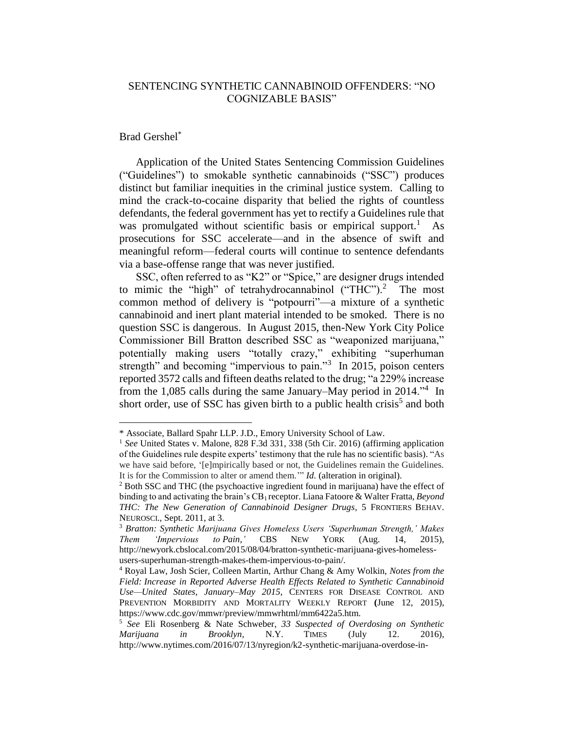# SENTENCING SYNTHETIC CANNABINOID OFFENDERS: "NO COGNIZABLE BASIS"

Brad Gershel*

Application of the United States Sentencing Commission Guidelines ("Guidelines") to smokable synthetic cannabinoids ("SSC") produces distinct but familiar inequities in the criminal justice system. Calling to mind the crack-to-cocaine disparity that belied the rights of countless defendants, the federal government has yet to rectify a Guidelines rule that was promulgated without scientific basis or empirical support.[1] As prosecutions for SSC accelerate—and in the absence of swift and meaningful reform—federal courts will continue to sentence defendants via a base-offense range that was never justified.

SSC, often referred to as "K2" or "Spice," are designer drugs intended to mimic the "high" of tetrahydrocannabinol ("THC").[2] The most common method of delivery is "potpourri"—a mixture of a synthetic cannabinoid and inert plant material intended to be smoked. There is no question SSC is dangerous. In August 2015, then-New York City Police Commissioner Bill Bratton described SSC as "weaponized marijuana," potentially making users "totally crazy," exhibiting "superhuman strength" and becoming "impervious to pain."[3] In 2015, poison centers reported 3572 calls and fifteen deaths related to the drug; "a 229% increase from the 1,085 calls during the same January–May period in 2014."[4] In short order, use of SSC has given birth to a public health crisis[5] and both

---

\* Associate, Ballard Spahr LLP. J.D., Emory University School of Law.

[1] *See* United States v. Malone, 828 F.3d 331, 338 (5th Cir. 2016) (affirming application of the Guidelines rule despite experts' testimony that the rule has no scientific basis). "As we have said before, '[e]mpirically based or not, the Guidelines remain the Guidelines. It is for the Commission to alter or amend them.'" *Id.* (alteration in original).

[2] Both SSC and THC (the psychoactive ingredient found in marijuana) have the effect of binding to and activating the brain's $CB_1$ receptor. Liana Fatoore & Walter Fratta, *Beyond THC: The New Generation of Cannabinoid Designer Drugs*, 5 FRONTIERS BEHAV. NEUROSCI., Sept. 2011, at 3.

[3] *Bratton: Synthetic Marijuana Gives Homeless Users 'Superhuman Strength,' Makes Them 'Impervious to Pain,'* CBS NEW YORK (Aug. 14, 2015), http://newyork.cbslocal.com/2015/08/04/bratton-synthetic-marijuana-gives-homeless-users-superhuman-strength-makes-them-impervious-to-pain/.

[4] Royal Law, Josh Scier, Colleen Martin, Arthur Chang & Amy Wolkin, *Notes from the Field: Increase in Reported Adverse Health Effects Related to Synthetic Cannabinoid Use—United States, January–May 2015*, CENTERS FOR DISEASE CONTROL AND PREVENTION MORBIDITY AND MORTALITY WEEKLY REPORT (June 12, 2015), https://www.cdc.gov/mmwr/preview/mmwrhtml/mm6422a5.htm.

[5] *See* Eli Rosenberg & Nate Schweber, *33 Suspected of Overdosing on Synthetic Marijuana in Brooklyn*, N.Y. TIMES (July 12. 2016), http://www.nytimes.com/2016/07/13/nyregion/k2-synthetic-marijuana-overdose-in-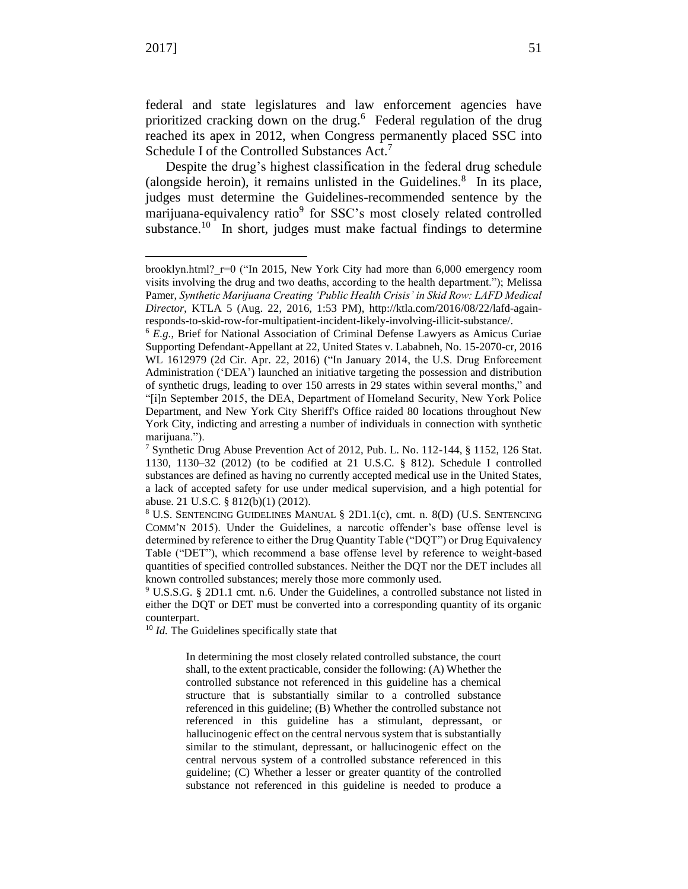federal and state legislatures and law enforcement agencies have prioritized cracking down on the drug.[6] Federal regulation of the drug reached its apex in 2012, when Congress permanently placed SSC into Schedule I of the Controlled Substances Act.[7]

Despite the drug's highest classification in the federal drug schedule (alongside heroin), it remains unlisted in the Guidelines.[8] In its place, judges must determine the Guidelines-recommended sentence by the marijuana-equivalency ratio[9] for SSC's most closely related controlled substance.[10] In short, judges must make factual findings to determine

---

brooklyn.html?_r=0 ("In 2015, New York City had more than 6,000 emergency room visits involving the drug and two deaths, according to the health department."); Melissa Pamer, *Synthetic Marijuana Creating 'Public Health Crisis' in Skid Row: LAFD Medical Director*, KTLA 5 (Aug. 22, 2016, 1:53 PM), http://ktla.com/2016/08/22/lafd-again-responds-to-skid-row-for-multipatient-incident-likely-involving-illicit-substance/.

[6] *E.g.*, Brief for National Association of Criminal Defense Lawyers as Amicus Curiae Supporting Defendant-Appellant at 22, United States v. Lababneh, No. 15-2070-cr, 2016 WL 1612979 (2d Cir. Apr. 22, 2016) ("In January 2014, the U.S. Drug Enforcement Administration ('DEA') launched an initiative targeting the possession and distribution of synthetic drugs, leading to over 150 arrests in 29 states within several months," and "[i]n September 2015, the DEA, Department of Homeland Security, New York Police Department, and New York City Sheriff's Office raided 80 locations throughout New York City, indicting and arresting a number of individuals in connection with synthetic marijuana.").

[7] Synthetic Drug Abuse Prevention Act of 2012, Pub. L. No. 112-144, § 1152, 126 Stat. 1130, 1130–32 (2012) (to be codified at 21 U.S.C. § 812). Schedule I controlled substances are defined as having no currently accepted medical use in the United States, a lack of accepted safety for use under medical supervision, and a high potential for abuse. 21 U.S.C. § 812(b)(1) (2012).

[8] U.S. SENTENCING GUIDELINES MANUAL § 2D1.1(c), cmt. n. 8(D) (U.S. SENTENCING COMM'N 2015). Under the Guidelines, a narcotic offender's base offense level is determined by reference to either the Drug Quantity Table ("DQT") or Drug Equivalency Table ("DET"), which recommend a base offense level by reference to weight-based quantities of specified controlled substances. Neither the DQT nor the DET includes all known controlled substances; merely those more commonly used.

[9] U.S.S.G. § 2D1.1 cmt. n.6. Under the Guidelines, a controlled substance not listed in either the DQT or DET must be converted into a corresponding quantity of its organic counterpart.

[10] *Id.* The Guidelines specifically state that

> In determining the most closely related controlled substance, the court shall, to the extent practicable, consider the following: (A) Whether the controlled substance not referenced in this guideline has a chemical structure that is substantially similar to a controlled substance referenced in this guideline; (B) Whether the controlled substance not referenced in this guideline has a stimulant, depressant, or hallucinogenic effect on the central nervous system that is substantially similar to the stimulant, depressant, or hallucinogenic effect on the central nervous system of a controlled substance referenced in this guideline; (C) Whether a lesser or greater quantity of the controlled substance not referenced in this guideline is needed to produce a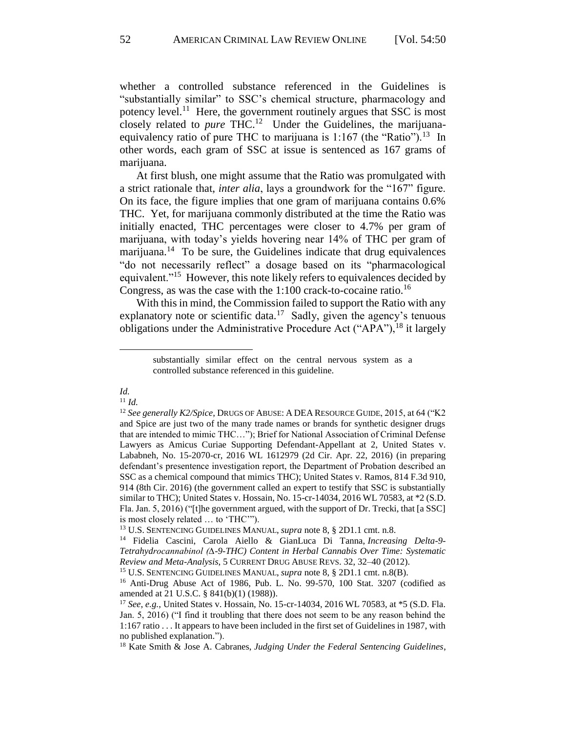whether a controlled substance referenced in the Guidelines is "substantially similar" to SSC's chemical structure, pharmacology and potency level.[11] Here, the government routinely argues that SSC is most closely related to *pure* THC.[12] Under the Guidelines, the marijuana-equivalency ratio of pure THC to marijuana is 1:167 (the "Ratio").[13] In other words, each gram of SSC at issue is sentenced as 167 grams of marijuana.

At first blush, one might assume that the Ratio was promulgated with a strict rationale that, *inter alia*, lays a groundwork for the "167" figure. On its face, the figure implies that one gram of marijuana contains 0.6% THC. Yet, for marijuana commonly distributed at the time the Ratio was initially enacted, THC percentages were closer to 4.7% per gram of marijuana, with today's yields hovering near 14% of THC per gram of marijuana.[14] To be sure, the Guidelines indicate that drug equivalences "do not necessarily reflect" a dosage based on its "pharmacological equivalent."[15] However, this note likely refers to equivalences decided by Congress, as was the case with the 1:100 crack-to-cocaine ratio.[16]

With this in mind, the Commission failed to support the Ratio with any explanatory note or scientific data.[17] Sadly, given the agency's tenuous obligations under the Administrative Procedure Act ("APA"),[18] it largely

---

> substantially similar effect on the central nervous system as a controlled substance referenced in this guideline.

*Id.*

[11] *Id.*

[12] *See generally K2/Spice*, DRUGS OF ABUSE: A DEA RESOURCE GUIDE, 2015, at 64 ("K2 and Spice are just two of the many trade names or brands for synthetic designer drugs that are intended to mimic THC…"); Brief for National Association of Criminal Defense Lawyers as Amicus Curiae Supporting Defendant-Appellant at 2, United States v. Lababneh, No. 15-2070-cr, 2016 WL 1612979 (2d Cir. Apr. 22, 2016) (in preparing defendant's presentence investigation report, the Department of Probation described an SSC as a chemical compound that mimics THC); United States v. Ramos, 814 F.3d 910, 914 (8th Cir. 2016) (the government called an expert to testify that SSC is substantially similar to THC); United States v. Hossain, No. 15-cr-14034, 2016 WL 70583, at *2 (S.D. Fla. Jan. 5, 2016) ("[t]he government argued, with the support of Dr. Trecki, that [a SSC] is most closely related … to 'THC'").

[13] U.S. SENTENCING GUIDELINES MANUAL, *supra* note 8, § 2D1.1 cmt. n.8.

[14] Fidelia Cascini, Carola Aiello & GianLuca Di Tanna, *Increasing Delta-9-Tetrahydrocannabinol (Δ-9-THC) Content in Herbal Cannabis Over Time: Systematic Review and Meta-Analysis*, 5 CURRENT DRUG ABUSE REVS. 32, 32–40 (2012).

[15] U.S. SENTENCING GUIDELINES MANUAL, *supra* note 8, § 2D1.1 cmt. n.8(B).

[16] Anti-Drug Abuse Act of 1986, Pub. L. No. 99-570, 100 Stat. 3207 (codified as amended at 21 U.S.C. § 841(b)(1) (1988)).

[17] *See, e.g.*, United States v. Hossain, No. 15-cr-14034, 2016 WL 70583, at *5 (S.D. Fla. Jan. 5, 2016) ("I find it troubling that there does not seem to be any reason behind the 1:167 ratio . . . It appears to have been included in the first set of Guidelines in 1987, with no published explanation.").

[18] Kate Smith & Jose A. Cabranes, *Judging Under the Federal Sentencing Guidelines*,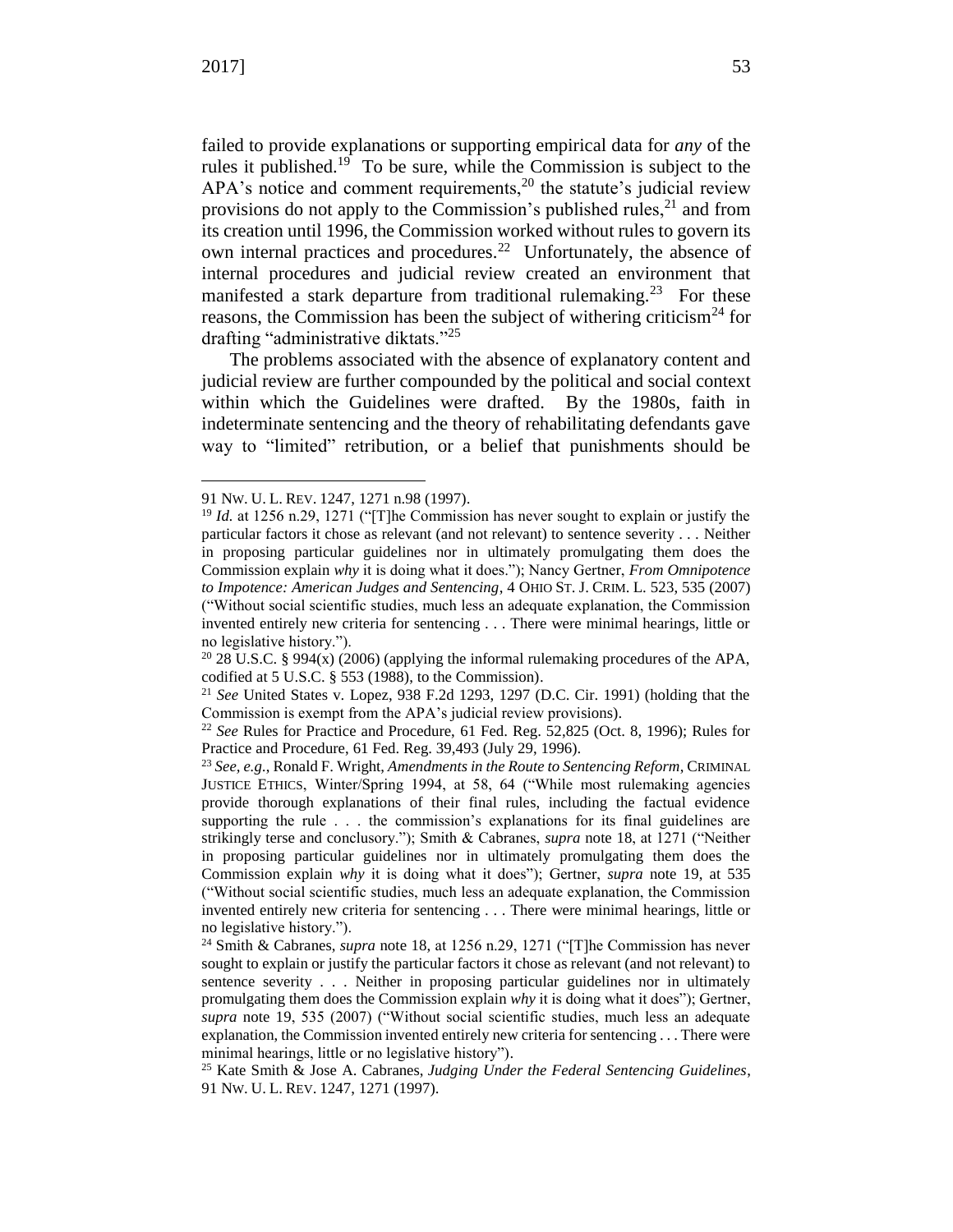failed to provide explanations or supporting empirical data for *any* of the rules it published.[19] To be sure, while the Commission is subject to the APA's notice and comment requirements,[20] the statute's judicial review provisions do not apply to the Commission's published rules,[21] and from its creation until 1996, the Commission worked without rules to govern its own internal practices and procedures.[22] Unfortunately, the absence of internal procedures and judicial review created an environment that manifested a stark departure from traditional rulemaking.[23] For these reasons, the Commission has been the subject of withering criticism[24] for drafting "administrative diktats."[25]

The problems associated with the absence of explanatory content and judicial review are further compounded by the political and social context within which the Guidelines were drafted. By the 1980s, faith in indeterminate sentencing and the theory of rehabilitating defendants gave way to "limited" retribution, or a belief that punishments should be

---

91 NW. U. L. REV. 1247, 1271 n.98 (1997).

[19] *Id.* at 1256 n.29, 1271 ("[T]he Commission has never sought to explain or justify the particular factors it chose as relevant (and not relevant) to sentence severity . . . Neither in proposing particular guidelines nor in ultimately promulgating them does the Commission explain *why* it is doing what it does."); Nancy Gertner, *From Omnipotence to Impotence: American Judges and Sentencing*, 4 OHIO ST. J. CRIM. L. 523, 535 (2007) ("Without social scientific studies, much less an adequate explanation, the Commission invented entirely new criteria for sentencing . . . There were minimal hearings, little or no legislative history.").

[20] 28 U.S.C. § 994(x) (2006) (applying the informal rulemaking procedures of the APA, codified at 5 U.S.C. § 553 (1988), to the Commission).

[21] *See* United States v. Lopez, 938 F.2d 1293, 1297 (D.C. Cir. 1991) (holding that the Commission is exempt from the APA's judicial review provisions).

[22] *See* Rules for Practice and Procedure, 61 Fed. Reg. 52,825 (Oct. 8, 1996); Rules for Practice and Procedure, 61 Fed. Reg. 39,493 (July 29, 1996).

[23] *See, e.g.*, Ronald F. Wright, *Amendments in the Route to Sentencing Reform*, CRIMINAL JUSTICE ETHICS, Winter/Spring 1994, at 58, 64 ("While most rulemaking agencies provide thorough explanations of their final rules, including the factual evidence supporting the rule . . . the commission's explanations for its final guidelines are strikingly terse and conclusory."); Smith & Cabranes, *supra* note 18, at 1271 ("Neither in proposing particular guidelines nor in ultimately promulgating them does the Commission explain *why* it is doing what it does"); Gertner, *supra* note 19, at 535 ("Without social scientific studies, much less an adequate explanation, the Commission invented entirely new criteria for sentencing . . . There were minimal hearings, little or no legislative history.").

[24] Smith & Cabranes, *supra* note 18, at 1256 n.29, 1271 ("[T]he Commission has never sought to explain or justify the particular factors it chose as relevant (and not relevant) to sentence severity . . . Neither in proposing particular guidelines nor in ultimately promulgating them does the Commission explain *why* it is doing what it does"); Gertner, *supra* note 19, 535 (2007) ("Without social scientific studies, much less an adequate explanation, the Commission invented entirely new criteria for sentencing . . . There were minimal hearings, little or no legislative history").

[25] Kate Smith & Jose A. Cabranes, *Judging Under the Federal Sentencing Guidelines*, 91 NW. U. L. REV. 1247, 1271 (1997).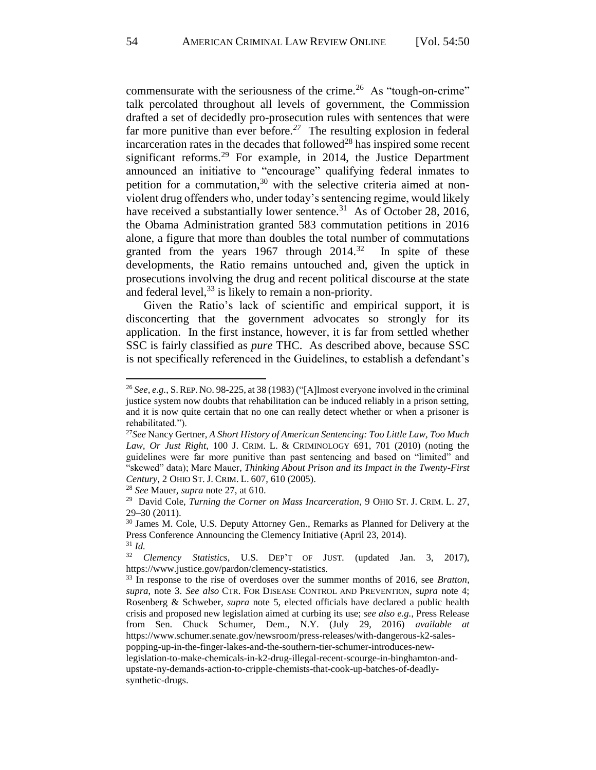commensurate with the seriousness of the crime.[26] As "tough-on-crime" talk percolated throughout all levels of government, the Commission drafted a set of decidedly pro-prosecution rules with sentences that were far more punitive than ever before.[27] The resulting explosion in federal incarceration rates in the decades that followed[28] has inspired some recent significant reforms.[29] For example, in 2014, the Justice Department announced an initiative to "encourage" qualifying federal inmates to petition for a commutation,[30] with the selective criteria aimed at non-violent drug offenders who, under today's sentencing regime, would likely have received a substantially lower sentence.[31] As of October 28, 2016, the Obama Administration granted 583 commutation petitions in 2016 alone, a figure that more than doubles the total number of commutations granted from the years 1967 through 2014.[32] In spite of these developments, the Ratio remains untouched and, given the uptick in prosecutions involving the drug and recent political discourse at the state and federal level,[33] is likely to remain a non-priority.

Given the Ratio's lack of scientific and empirical support, it is disconcerting that the government advocates so strongly for its application. In the first instance, however, it is far from settled whether SSC is fairly classified as *pure* THC. As described above, because SSC is not specifically referenced in the Guidelines, to establish a defendant's

---

[26] *See, e.g.*, S. REP. NO. 98-225, at 38 (1983) ("[A]lmost everyone involved in the criminal justice system now doubts that rehabilitation can be induced reliably in a prison setting, and it is now quite certain that no one can really detect whether or when a prisoner is rehabilitated.").

[27] *See* Nancy Gertner, *A Short History of American Sentencing: Too Little Law, Too Much Law, Or Just Right*, 100 J. CRIM. L. & CRIMINOLOGY 691, 701 (2010) (noting the guidelines were far more punitive than past sentencing and based on "limited" and "skewed" data); Marc Mauer, *Thinking About Prison and its Impact in the Twenty-First Century*, 2 OHIO ST. J. CRIM. L. 607, 610 (2005).

[28] *See* Mauer, *supra* note 27, at 610.

[29] David Cole, *Turning the Corner on Mass Incarceration*, 9 OHIO ST. J. CRIM. L. 27, 29–30 (2011).

[30] James M. Cole, U.S. Deputy Attorney Gen., Remarks as Planned for Delivery at the Press Conference Announcing the Clemency Initiative (April 23, 2014).

[31] *Id.*

[32] *Clemency Statistics*, U.S. DEP'T OF JUST. (updated Jan. 3, 2017), https://www.justice.gov/pardon/clemency-statistics.

[33] In response to the rise of overdoses over the summer months of 2016, see *Bratton*, *supra*, note 3. *See also* CTR. FOR DISEASE CONTROL AND PREVENTION, *supra* note 4; Rosenberg & Schweber, *supra* note 5, elected officials have declared a public health crisis and proposed new legislation aimed at curbing its use; *see also e.g.,* Press Release from Sen. Chuck Schumer, Dem., N.Y. (July 29, 2016) *available at* https://www.schumer.senate.gov/newsroom/press-releases/with-dangerous-k2-sales-popping-up-in-the-finger-lakes-and-the-southern-tier-schumer-introduces-new-legislation-to-make-chemicals-in-k2-drug-illegal-recent-scourge-in-binghamton-and-upstate-ny-demands-action-to-cripple-chemists-that-cook-up-batches-of-deadly-synthetic-drugs.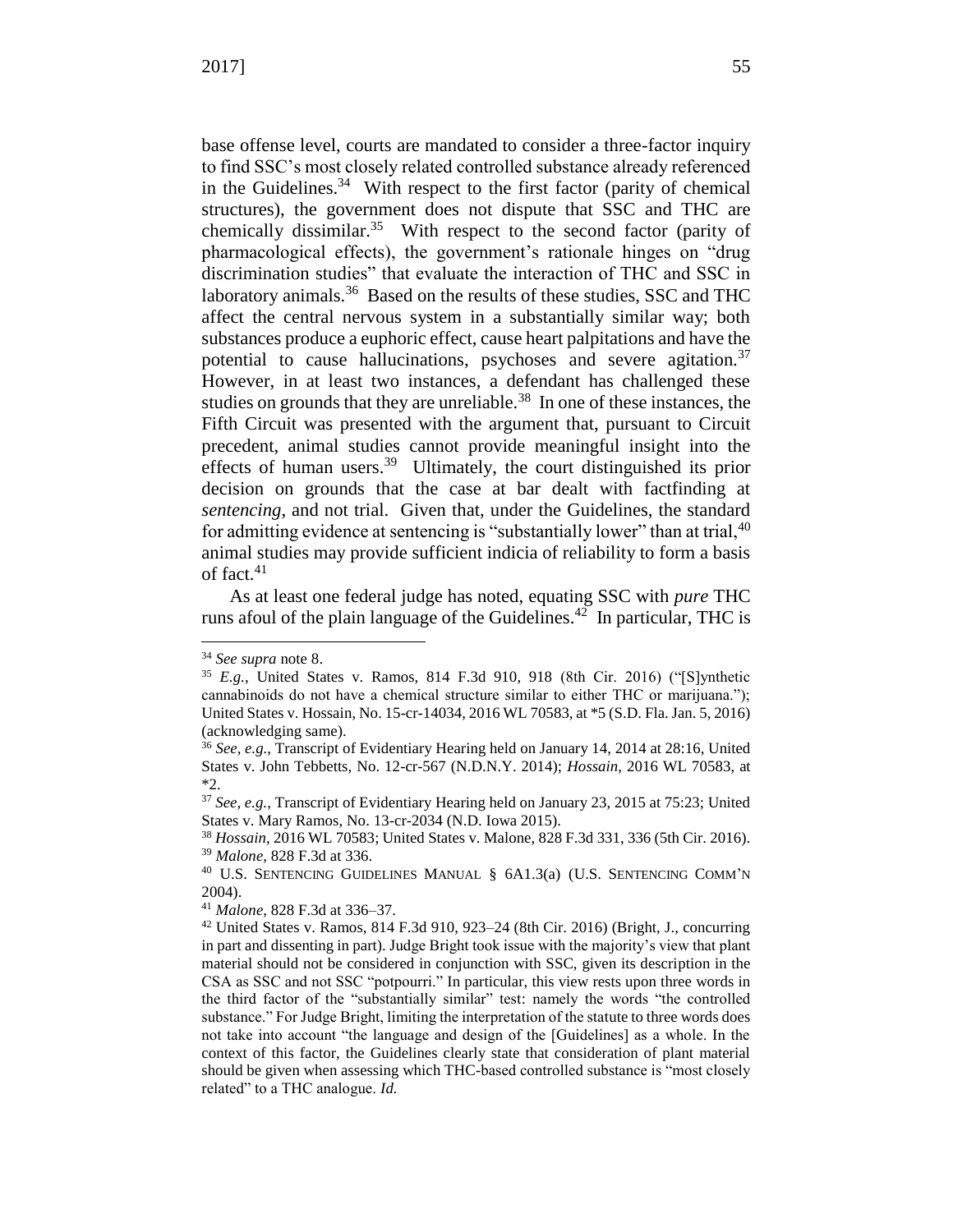base offense level, courts are mandated to consider a three-factor inquiry to find SSC's most closely related controlled substance already referenced in the Guidelines.[34] With respect to the first factor (parity of chemical structures), the government does not dispute that SSC and THC are chemically dissimilar.[35] With respect to the second factor (parity of pharmacological effects), the government's rationale hinges on "drug discrimination studies" that evaluate the interaction of THC and SSC in laboratory animals.[36] Based on the results of these studies, SSC and THC affect the central nervous system in a substantially similar way; both substances produce a euphoric effect, cause heart palpitations and have the potential to cause hallucinations, psychoses and severe agitation.[37] However, in at least two instances, a defendant has challenged these studies on grounds that they are unreliable.[38] In one of these instances, the Fifth Circuit was presented with the argument that, pursuant to Circuit precedent, animal studies cannot provide meaningful insight into the effects of human users.[39] Ultimately, the court distinguished its prior decision on grounds that the case at bar dealt with factfinding at *sentencing*, and not trial. Given that, under the Guidelines, the standard for admitting evidence at sentencing is "substantially lower" than at trial,[40] animal studies may provide sufficient indicia of reliability to form a basis of fact.[41]

As at least one federal judge has noted, equating SSC with *pure* THC runs afoul of the plain language of the Guidelines.[42] In particular, THC is

---

[34] *See supra* note 8.

[35] *E.g.*, United States v. Ramos, 814 F.3d 910, 918 (8th Cir. 2016) ("[S]ynthetic cannabinoids do not have a chemical structure similar to either THC or marijuana."); United States v. Hossain, No. 15-cr-14034, 2016 WL 70583, at *5 (S.D. Fla. Jan. 5, 2016) (acknowledging same).

[36] *See, e.g.*, Transcript of Evidentiary Hearing held on January 14, 2014 at 28:16, United States v. John Tebbetts, No. 12-cr-567 (N.D.N.Y. 2014); *Hossain*, 2016 WL 70583, at *2.

[37] *See, e.g.*, Transcript of Evidentiary Hearing held on January 23, 2015 at 75:23; United States v. Mary Ramos, No. 13-cr-2034 (N.D. Iowa 2015).

[38] *Hossain*, 2016 WL 70583; United States v. Malone, 828 F.3d 331, 336 (5th Cir. 2016).

[39] *Malone*, 828 F.3d at 336.

[40] U.S. SENTENCING GUIDELINES MANUAL § 6A1.3(a) (U.S. SENTENCING COMM'N 2004).

[41] *Malone*, 828 F.3d at 336–37.

[42] United States v. Ramos, 814 F.3d 910, 923–24 (8th Cir. 2016) (Bright, J., concurring in part and dissenting in part). Judge Bright took issue with the majority's view that plant material should not be considered in conjunction with SSC, given its description in the CSA as SSC and not SSC "potpourri." In particular, this view rests upon three words in the third factor of the "substantially similar" test: namely the words "the controlled substance." For Judge Bright, limiting the interpretation of the statute to three words does not take into account "the language and design of the [Guidelines] as a whole. In the context of this factor, the Guidelines clearly state that consideration of plant material should be given when assessing which THC-based controlled substance is "most closely related" to a THC analogue. *Id.*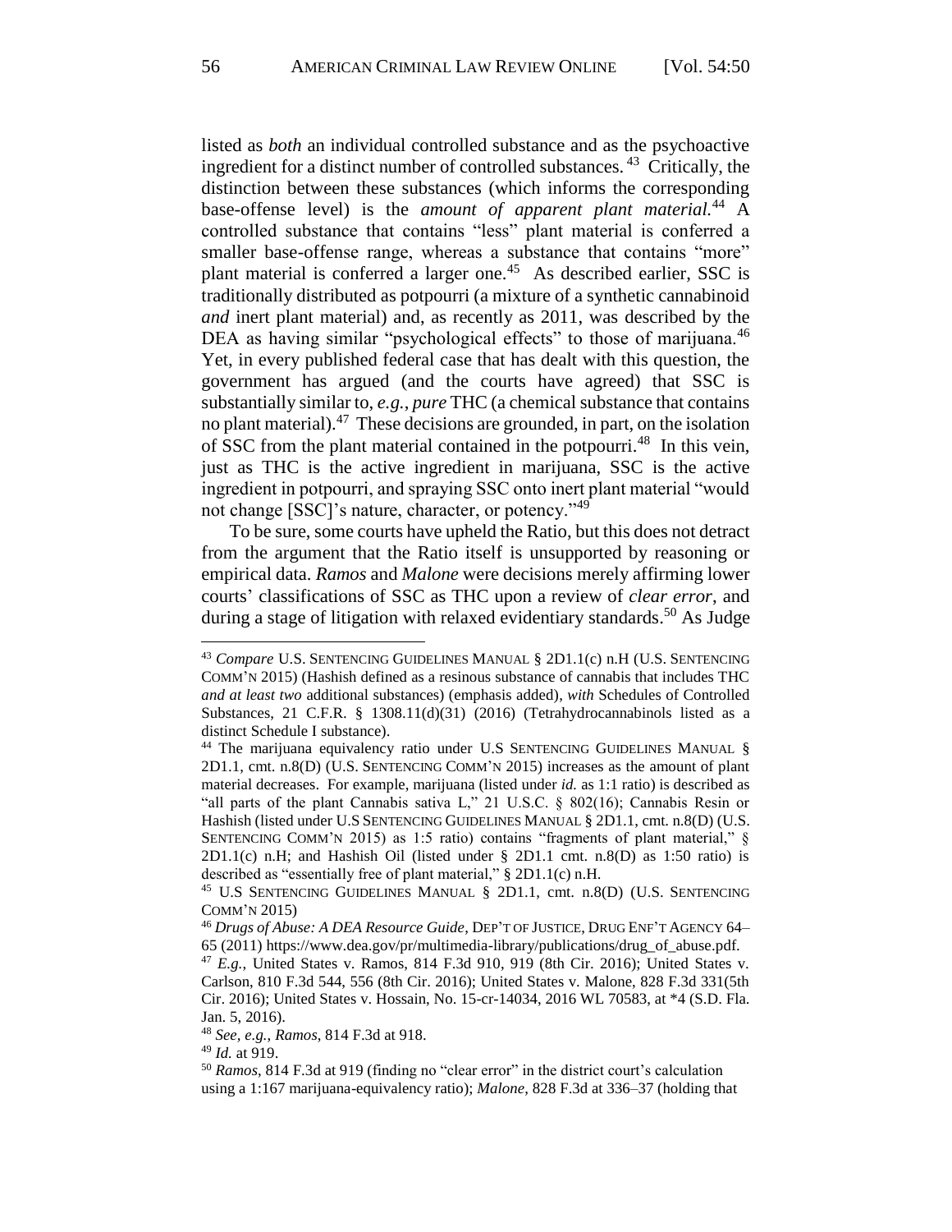listed as *both* an individual controlled substance and as the psychoactive ingredient for a distinct number of controlled substances.[43] Critically, the distinction between these substances (which informs the corresponding base-offense level) is the *amount of apparent plant material.*[44] A controlled substance that contains "less" plant material is conferred a smaller base-offense range, whereas a substance that contains "more" plant material is conferred a larger one.[45] As described earlier, SSC is traditionally distributed as potpourri (a mixture of a synthetic cannabinoid *and* inert plant material) and, as recently as 2011, was described by the DEA as having similar "psychological effects" to those of marijuana.[46] Yet, in every published federal case that has dealt with this question, the government has argued (and the courts have agreed) that SSC is substantially similar to, *e.g.*, *pure* THC (a chemical substance that contains no plant material).[47] These decisions are grounded, in part, on the isolation of SSC from the plant material contained in the potpourri.[48] In this vein, just as THC is the active ingredient in marijuana, SSC is the active ingredient in potpourri, and spraying SSC onto inert plant material "would not change [SSC]'s nature, character, or potency."[49]

To be sure, some courts have upheld the Ratio, but this does not detract from the argument that the Ratio itself is unsupported by reasoning or empirical data. *Ramos* and *Malone* were decisions merely affirming lower courts' classifications of SSC as THC upon a review of *clear error*, and during a stage of litigation with relaxed evidentiary standards.[50] As Judge

---

[43] *Compare* U.S. SENTENCING GUIDELINES MANUAL § 2D1.1(c) n.H (U.S. SENTENCING COMM'N 2015) (Hashish defined as a resinous substance of cannabis that includes THC *and at least two* additional substances) (emphasis added), *with* Schedules of Controlled Substances, 21 C.F.R. § 1308.11(d)(31) (2016) (Tetrahydrocannabinols listed as a distinct Schedule I substance).

[44] The marijuana equivalency ratio under U.S SENTENCING GUIDELINES MANUAL § 2D1.1, cmt. n.8(D) (U.S. SENTENCING COMM'N 2015) increases as the amount of plant material decreases. For example, marijuana (listed under *id.* as 1:1 ratio) is described as "all parts of the plant Cannabis sativa L," 21 U.S.C. § 802(16); Cannabis Resin or Hashish (listed under U.S SENTENCING GUIDELINES MANUAL § 2D1.1, cmt. n.8(D) (U.S. SENTENCING COMM'N 2015) as 1:5 ratio) contains "fragments of plant material," § 2D1.1(c) n.H; and Hashish Oil (listed under § 2D1.1 cmt. n.8(D) as 1:50 ratio) is described as "essentially free of plant material," § 2D1.1(c) n.H.

[45] U.S SENTENCING GUIDELINES MANUAL § 2D1.1, cmt. n.8(D) (U.S. SENTENCING COMM'N 2015)

[46] *Drugs of Abuse: A DEA Resource Guide*, DEP'T OF JUSTICE, DRUG ENF'T AGENCY 64–65 (2011) https://www.dea.gov/pr/multimedia-library/publications/drug_of_abuse.pdf.

[47] *E.g.*, United States v. Ramos, 814 F.3d 910, 919 (8th Cir. 2016); United States v. Carlson, 810 F.3d 544, 556 (8th Cir. 2016); United States v. Malone, 828 F.3d 331(5th Cir. 2016); United States v. Hossain, No. 15-cr-14034, 2016 WL 70583, at *4 (S.D. Fla. Jan. 5, 2016).

[48] *See, e.g.*, *Ramos*, 814 F.3d at 918.

[49] *Id.* at 919.

[50] *Ramos*, 814 F.3d at 919 (finding no "clear error" in the district court's calculation using a 1:167 marijuana-equivalency ratio); *Malone*, 828 F.3d at 336–37 (holding that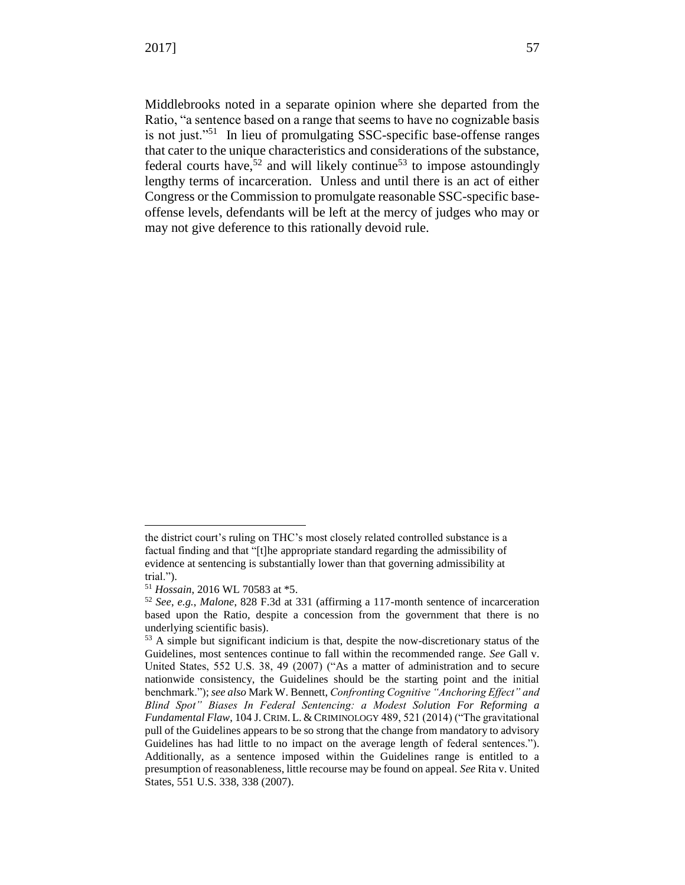Middlebrooks noted in a separate opinion where she departed from the Ratio, "a sentence based on a range that seems to have no cognizable basis is not just."[51] In lieu of promulgating SSC-specific base-offense ranges that cater to the unique characteristics and considerations of the substance, federal courts have,[52] and will likely continue[53] to impose astoundingly lengthy terms of incarceration. Unless and until there is an act of either Congress or the Commission to promulgate reasonable SSC-specific base-offense levels, defendants will be left at the mercy of judges who may or may not give deference to this rationally devoid rule.

---

the district court's ruling on THC's most closely related controlled substance is a factual finding and that "[t]he appropriate standard regarding the admissibility of evidence at sentencing is substantially lower than that governing admissibility at trial.").

[51] *Hossain*, 2016 WL 70583 at *5.

[52] *See, e.g.*, *Malone*, 828 F.3d at 331 (affirming a 117-month sentence of incarceration based upon the Ratio, despite a concession from the government that there is no underlying scientific basis).

[53] A simple but significant indicium is that, despite the now-discretionary status of the Guidelines, most sentences continue to fall within the recommended range. *See* Gall v. United States, 552 U.S. 38, 49 (2007) ("As a matter of administration and to secure nationwide consistency, the Guidelines should be the starting point and the initial benchmark."); *see also* Mark W. Bennett, *Confronting Cognitive "Anchoring Effect" and Blind Spot" Biases In Federal Sentencing: a Modest Solution For Reforming a Fundamental Flaw*, 104 J. CRIM. L. & CRIMINOLOGY 489, 521 (2014) ("The gravitational pull of the Guidelines appears to be so strong that the change from mandatory to advisory Guidelines has had little to no impact on the average length of federal sentences."). Additionally, as a sentence imposed within the Guidelines range is entitled to a presumption of reasonableness, little recourse may be found on appeal. *See* Rita v. United States, 551 U.S. 338, 338 (2007).